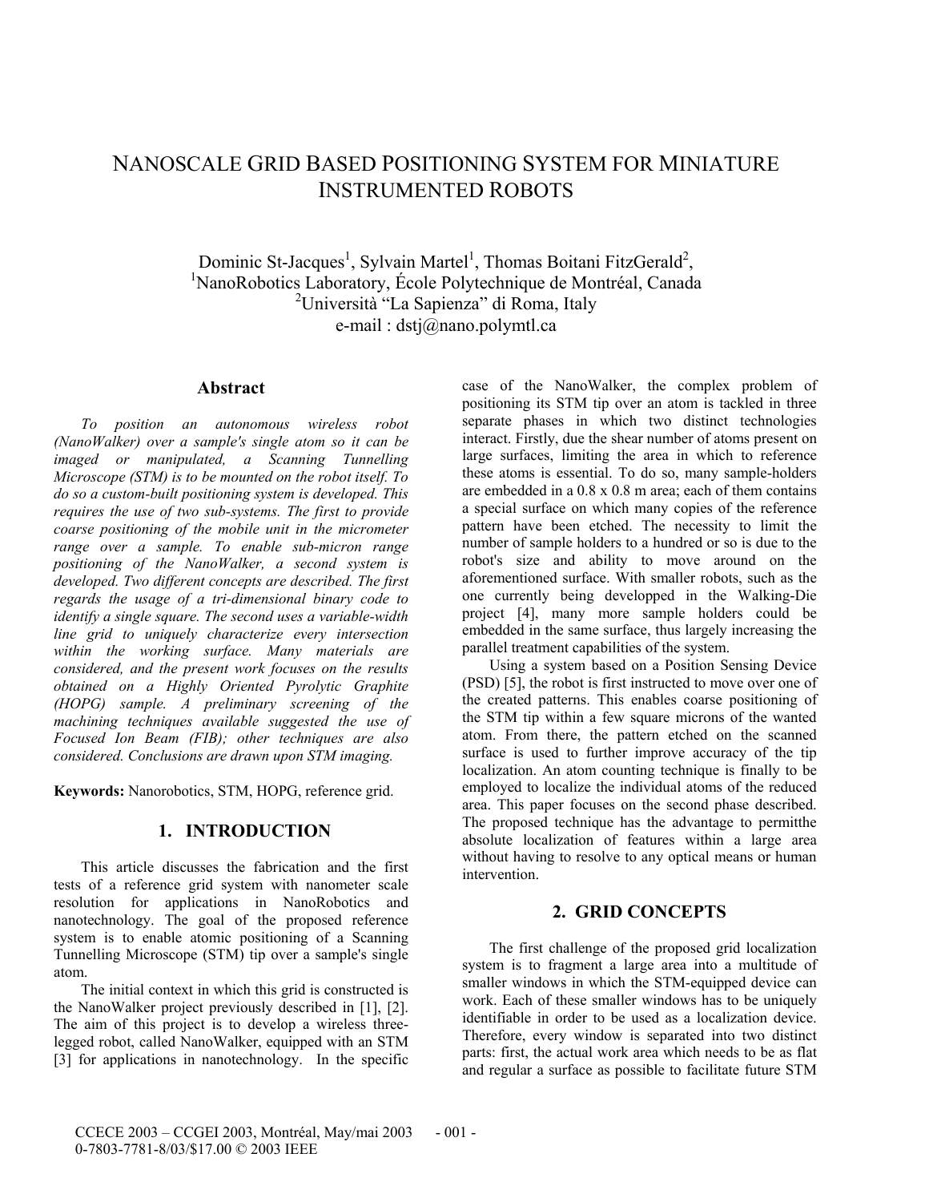# NANOSCALE GRID BASED POSITIONING SYSTEM FOR MINIATURE INSTRUMENTED ROBOTS

Dominic St-Jacques[1], Sylvain Martel[1], Thomas Boitani FitzGerald[2],
[1]NanoRobotics Laboratory, École Polytechnique de Montréal, Canada
[2]Università "La Sapienza" di Roma, Italy
e-mail : dstj@nano.polymtl.ca

## Abstract

*To position an autonomous wireless robot (NanoWalker) over a sample's single atom so it can be imaged or manipulated, a Scanning Tunnelling Microscope (STM) is to be mounted on the robot itself. To do so a custom-built positioning system is developed. This requires the use of two sub-systems. The first to provide coarse positioning of the mobile unit in the micrometer range over a sample. To enable sub-micron range positioning of the NanoWalker, a second system is developed. Two different concepts are described. The first regards the usage of a tri-dimensional binary code to identify a single square. The second uses a variable-width line grid to uniquely characterize every intersection within the working surface. Many materials are considered, and the present work focuses on the results obtained on a Highly Oriented Pyrolytic Graphite (HOPG) sample. A preliminary screening of the machining techniques available suggested the use of Focused Ion Beam (FIB); other techniques are also considered. Conclusions are drawn upon STM imaging.*

**Keywords:** Nanorobotics, STM, HOPG, reference grid.

## 1. INTRODUCTION

This article discusses the fabrication and the first tests of a reference grid system with nanometer scale resolution for applications in NanoRobotics and nanotechnology. The goal of the proposed reference system is to enable atomic positioning of a Scanning Tunnelling Microscope (STM) tip over a sample's single atom.

The initial context in which this grid is constructed is the NanoWalker project previously described in [1], [2]. The aim of this project is to develop a wireless three-legged robot, called NanoWalker, equipped with an STM [3] for applications in nanotechnology. In the specific case of the NanoWalker, the complex problem of positioning its STM tip over an atom is tackled in three separate phases in which two distinct technologies interact. Firstly, due the shear number of atoms present on large surfaces, limiting the area in which to reference these atoms is essential. To do so, many sample-holders are embedded in a 0.8 x 0.8 m area; each of them contains a special surface on which many copies of the reference pattern have been etched. The necessity to limit the number of sample holders to a hundred or so is due to the robot's size and ability to move around on the aforementioned surface. With smaller robots, such as the one currently being developped in the Walking-Die project [4], many more sample holders could be embedded in the same surface, thus largely increasing the parallel treatment capabilities of the system.

Using a system based on a Position Sensing Device (PSD) [5], the robot is first instructed to move over one of the created patterns. This enables coarse positioning of the STM tip within a few square microns of the wanted atom. From there, the pattern etched on the scanned surface is used to further improve accuracy of the tip localization. An atom counting technique is finally to be employed to localize the individual atoms of the reduced area. This paper focuses on the second phase described. The proposed technique has the advantage to permitthe absolute localization of features within a large area without having to resolve to any optical means or human intervention.

## 2. GRID CONCEPTS

The first challenge of the proposed grid localization system is to fragment a large area into a multitude of smaller windows in which the STM-equipped device can work. Each of these smaller windows has to be uniquely identifiable in order to be used as a localization device. Therefore, every window is separated into two distinct parts: first, the actual work area which needs to be as flat and regular a surface as possible to facilitate future STM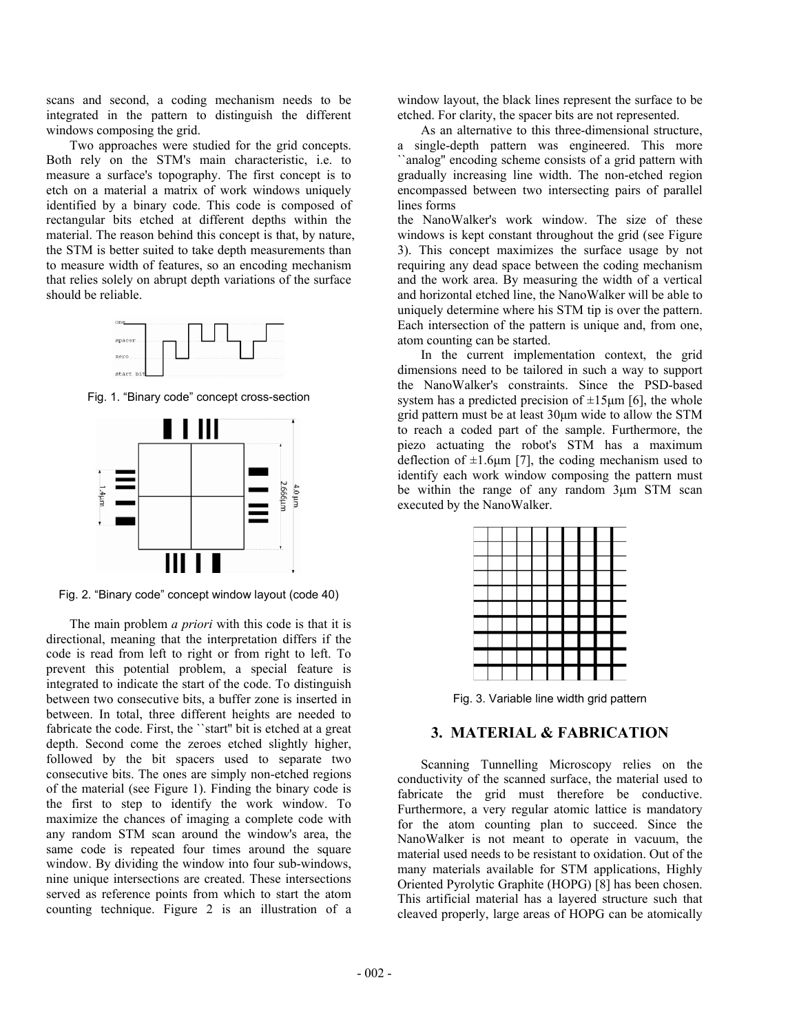scans and second, a coding mechanism needs to be integrated in the pattern to distinguish the different windows composing the grid.

Two approaches were studied for the grid concepts. Both rely on the STM's main characteristic, i.e. to measure a surface's topography. The first concept is to etch on a material a matrix of work windows uniquely identified by a binary code. This code is composed of rectangular bits etched at different depths within the material. The reason behind this concept is that, by nature, the STM is better suited to take depth measurements than to measure width of features, so an encoding mechanism that relies solely on abrupt depth variations of the surface should be reliable.

Fig. 1. “Binary code” concept cross-section

Fig. 2. “Binary code” concept window layout (code 40)

The main problem *a priori* with this code is that it is directional, meaning that the interpretation differs if the code is read from left to right or from right to left. To prevent this potential problem, a special feature is integrated to indicate the start of the code. To distinguish between two consecutive bits, a buffer zone is inserted in between. In total, three different heights are needed to fabricate the code. First, the ``start'' bit is etched at a great depth. Second come the zeroes etched slightly higher, followed by the bit spacers used to separate two consecutive bits. The ones are simply non-etched regions of the material (see Figure 1). Finding the binary code is the first to step to identify the work window. To maximize the chances of imaging a complete code with any random STM scan around the window's area, the same code is repeated four times around the square window. By dividing the window into four sub-windows, nine unique intersections are created. These intersections served as reference points from which to start the atom counting technique. Figure 2 is an illustration of a window layout, the black lines represent the surface to be etched. For clarity, the spacer bits are not represented.

As an alternative to this three-dimensional structure, a single-depth pattern was engineered. This more ``analog'' encoding scheme consists of a grid pattern with gradually increasing line width. The non-etched region encompassed between two intersecting pairs of parallel lines forms the NanoWalker's work window. The size of these windows is kept constant throughout the grid (see Figure 3). This concept maximizes the surface usage by not requiring any dead space between the coding mechanism and the work area. By measuring the width of a vertical and horizontal etched line, the NanoWalker will be able to uniquely determine where his STM tip is over the pattern. Each intersection of the pattern is unique and, from one, atom counting can be started.

In the current implementation context, the grid dimensions need to be tailored in such a way to support the NanoWalker's constraints. Since the PSD-based system has a predicted precision of ±15μm [6], the whole grid pattern must be at least 30μm wide to allow the STM to reach a coded part of the sample. Furthermore, the piezo actuating the robot's STM has a maximum deflection of ±1.6μm [7], the coding mechanism used to identify each work window composing the pattern must be within the range of any random 3μm STM scan executed by the NanoWalker.

Fig. 3. Variable line width grid pattern

## 3. MATERIAL & FABRICATION

Scanning Tunnelling Microscopy relies on the conductivity of the scanned surface, the material used to fabricate the grid must therefore be conductive. Furthermore, a very regular atomic lattice is mandatory for the atom counting plan to succeed. Since the NanoWalker is not meant to operate in vacuum, the material used needs to be resistant to oxidation. Out of the many materials available for STM applications, Highly Oriented Pyrolytic Graphite (HOPG) [8] has been chosen. This artificial material has a layered structure such that cleaved properly, large areas of HOPG can be atomically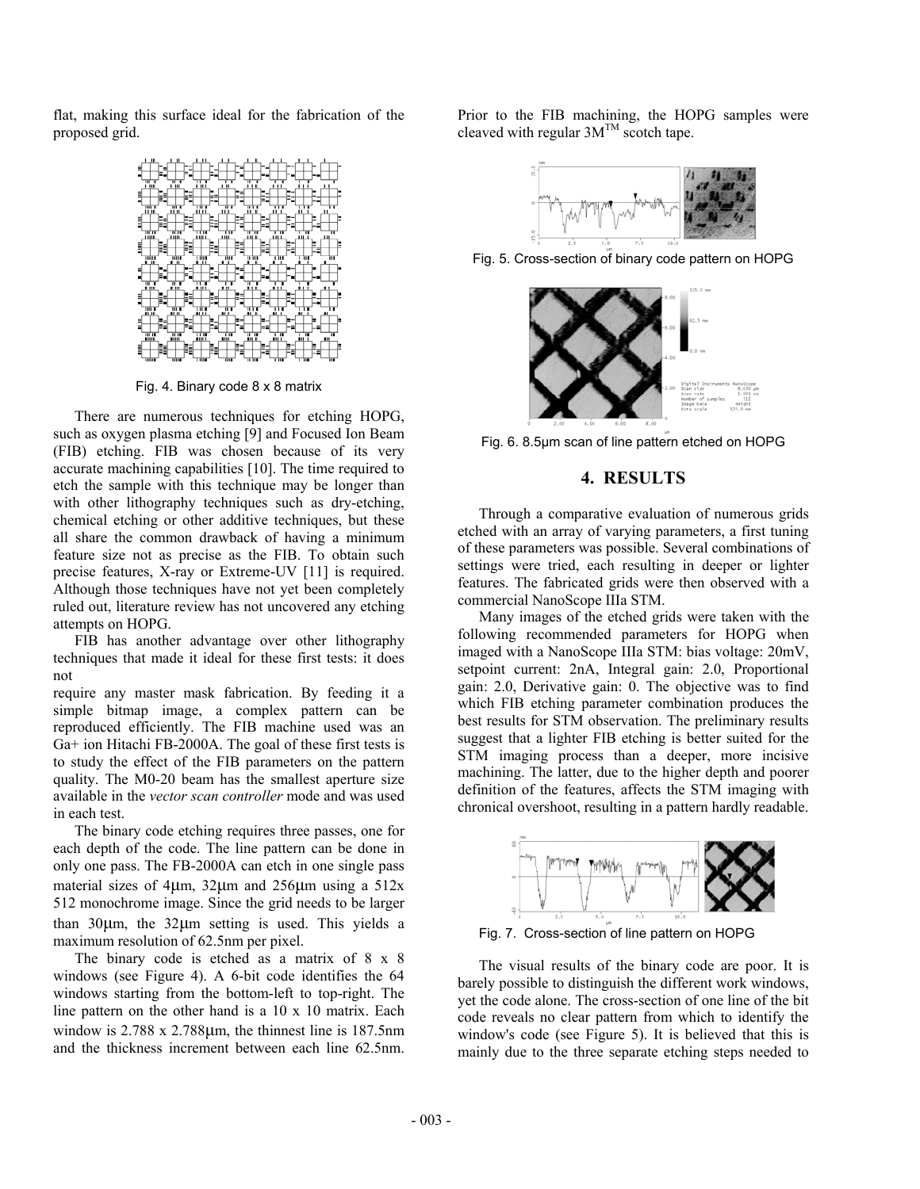flat, making this surface ideal for the fabrication of the proposed grid.

Fig. 4. Binary code 8 x 8 matrix

There are numerous techniques for etching HOPG, such as oxygen plasma etching [9] and Focused Ion Beam (FIB) etching. FIB was chosen because of its very accurate machining capabilities [10]. The time required to etch the sample with this technique may be longer than with other lithography techniques such as dry-etching, chemical etching or other additive techniques, but these all share the common drawback of having a minimum feature size not as precise as the FIB. To obtain such precise features, X-ray or Extreme-UV [11] is required. Although those techniques have not yet been completely ruled out, literature review has not uncovered any etching attempts on HOPG.

FIB has another advantage over other lithography techniques that made it ideal for these first tests: it does not require any master mask fabrication. By feeding it a simple bitmap image, a complex pattern can be reproduced efficiently. The FIB machine used was an Ga+ ion Hitachi FB-2000A. The goal of these first tests is to study the effect of the FIB parameters on the pattern quality. The M0-20 beam has the smallest aperture size available in the *vector scan controller* mode and was used in each test.

The binary code etching requires three passes, one for each depth of the code. The line pattern can be done in only one pass. The FB-2000A can etch in one single pass material sizes of 4μm, 32μm and 256μm using a 512x 512 monochrome image. Since the grid needs to be larger than 30μm, the 32μm setting is used. This yields a maximum resolution of 62.5nm per pixel.

The binary code is etched as a matrix of 8 x 8 windows (see Figure 4). A 6-bit code identifies the 64 windows starting from the bottom-left to top-right. The line pattern on the other hand is a 10 x 10 matrix. Each window is 2.788 x 2.788μm, the thinnest line is 187.5nm and the thickness increment between each line 62.5nm. Prior to the FIB machining, the HOPG samples were cleaved with regular 3M™ scotch tape.

Fig. 5. Cross-section of binary code pattern on HOPG

Fig. 6. 8.5μm scan of line pattern etched on HOPG

## 4. RESULTS

Through a comparative evaluation of numerous grids etched with an array of varying parameters, a first tuning of these parameters was possible. Several combinations of settings were tried, each resulting in deeper or lighter features. The fabricated grids were then observed with a commercial NanoScope IIIa STM.

Many images of the etched grids were taken with the following recommended parameters for HOPG when imaged with a NanoScope IIIa STM: bias voltage: 20mV, setpoint current: 2nA, Integral gain: 2.0, Proportional gain: 2.0, Derivative gain: 0. The objective was to find which FIB etching parameter combination produces the best results for STM observation. The preliminary results suggest that a lighter FIB etching is better suited for the STM imaging process than a deeper, more incisive machining. The latter, due to the higher depth and poorer definition of the features, affects the STM imaging with chronical overshoot, resulting in a pattern hardly readable.

Fig. 7. Cross-section of line pattern on HOPG

The visual results of the binary code are poor. It is barely possible to distinguish the different work windows, yet the code alone. The cross-section of one line of the bit code reveals no clear pattern from which to identify the window's code (see Figure 5). It is believed that this is mainly due to the three separate etching steps needed to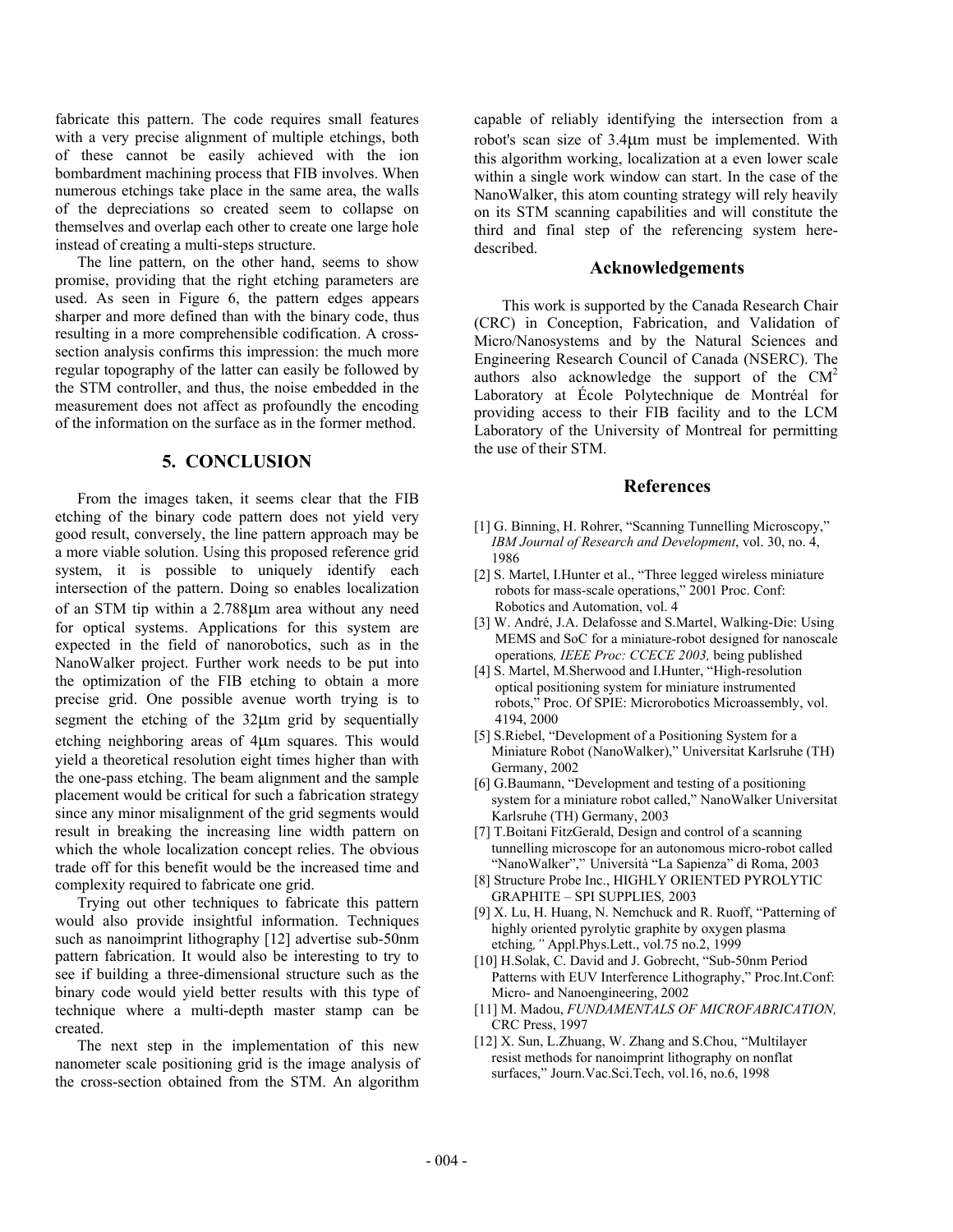fabricate this pattern. The code requires small features with a very precise alignment of multiple etchings, both of these cannot be easily achieved with the ion bombardment machining process that FIB involves. When numerous etchings take place in the same area, the walls of the depreciations so created seem to collapse on themselves and overlap each other to create one large hole instead of creating a multi-steps structure.

The line pattern, on the other hand, seems to show promise, providing that the right etching parameters are used. As seen in Figure 6, the pattern edges appears sharper and more defined than with the binary code, thus resulting in a more comprehensible codification. A cross-section analysis confirms this impression: the much more regular topography of the latter can easily be followed by the STM controller, and thus, the noise embedded in the measurement does not affect as profoundly the encoding of the information on the surface as in the former method.

## 5. CONCLUSION

From the images taken, it seems clear that the FIB etching of the binary code pattern does not yield very good result, conversely, the line pattern approach may be a more viable solution. Using this proposed reference grid system, it is possible to uniquely identify each intersection of the pattern. Doing so enables localization of an STM tip within a 2.788μm area without any need for optical systems. Applications for this system are expected in the field of nanorobotics, such as in the NanoWalker project. Further work needs to be put into the optimization of the FIB etching to obtain a more precise grid. One possible avenue worth trying is to segment the etching of the 32μm grid by sequentially etching neighboring areas of 4μm squares. This would yield a theoretical resolution eight times higher than with the one-pass etching. The beam alignment and the sample placement would be critical for such a fabrication strategy since any minor misalignment of the grid segments would result in breaking the increasing line width pattern on which the whole localization concept relies. The obvious trade off for this benefit would be the increased time and complexity required to fabricate one grid.

Trying out other techniques to fabricate this pattern would also provide insightful information. Techniques such as nanoimprint lithography [12] advertise sub-50nm pattern fabrication. It would also be interesting to try to see if building a three-dimensional structure such as the binary code would yield better results with this type of technique where a multi-depth master stamp can be created.

The next step in the implementation of this new nanometer scale positioning grid is the image analysis of the cross-section obtained from the STM. An algorithm capable of reliably identifying the intersection from a robot's scan size of 3.4μm must be implemented. With this algorithm working, localization at a even lower scale within a single work window can start. In the case of the NanoWalker, this atom counting strategy will rely heavily on its STM scanning capabilities and will constitute the third and final step of the referencing system here-described.

## Acknowledgements

This work is supported by the Canada Research Chair (CRC) in Conception, Fabrication, and Validation of Micro/Nanosystems and by the Natural Sciences and Engineering Research Council of Canada (NSERC). The authors also acknowledge the support of the $CM^2$ Laboratory at École Polytechnique de Montréal for providing access to their FIB facility and to the LCM Laboratory of the University of Montreal for permitting the use of their STM.

## References

[1] G. Binning, H. Rohrer, "Scanning Tunnelling Microscopy," *IBM Journal of Research and Development*, vol. 30, no. 4, 1986

[2] S. Martel, I.Hunter et al., "Three legged wireless miniature robots for mass-scale operations," 2001 Proc. Conf: Robotics and Automation, vol. 4

[3] W. André, J.A. Delafosse and S.Martel, Walking-Die: Using MEMS and SoC for a miniature-robot designed for nanoscale operations*, IEEE Proc: CCECE 2003,* being published

[4] S. Martel, M.Sherwood and I.Hunter, "High-resolution optical positioning system for miniature instrumented robots," Proc. Of SPIE: Microrobotics Microassembly, vol. 4194, 2000

[5] S.Riebel, "Development of a Positioning System for a Miniature Robot (NanoWalker)," Universitat Karlsruhe (TH) Germany, 2002

[6] G.Baumann, "Development and testing of a positioning system for a miniature robot called," NanoWalker Universitat Karlsruhe (TH) Germany, 2003

[7] T.Boitani FitzGerald, Design and control of a scanning tunnelling microscope for an autonomous micro-robot called "NanoWalker"," Università "La Sapienza" di Roma, 2003

[8] Structure Probe Inc., HIGHLY ORIENTED PYROLYTIC GRAPHITE – SPI SUPPLIES*,* 2003

[9] X. Lu, H. Huang, N. Nemchuck and R. Ruoff, "Patterning of highly oriented pyrolytic graphite by oxygen plasma etching*,"* Appl.Phys.Lett., vol.75 no.2, 1999

[10] H.Solak, C. David and J. Gobrecht, "Sub-50nm Period Patterns with EUV Interference Lithography," Proc.Int.Conf: Micro- and Nanoengineering, 2002

[11] M. Madou, *FUNDAMENTALS OF MICROFABRICATION,* CRC Press, 1997

[12] X. Sun, L.Zhuang, W. Zhang and S.Chou, "Multilayer resist methods for nanoimprint lithography on nonflat surfaces," Journ.Vac.Sci.Tech, vol.16, no.6, 1998